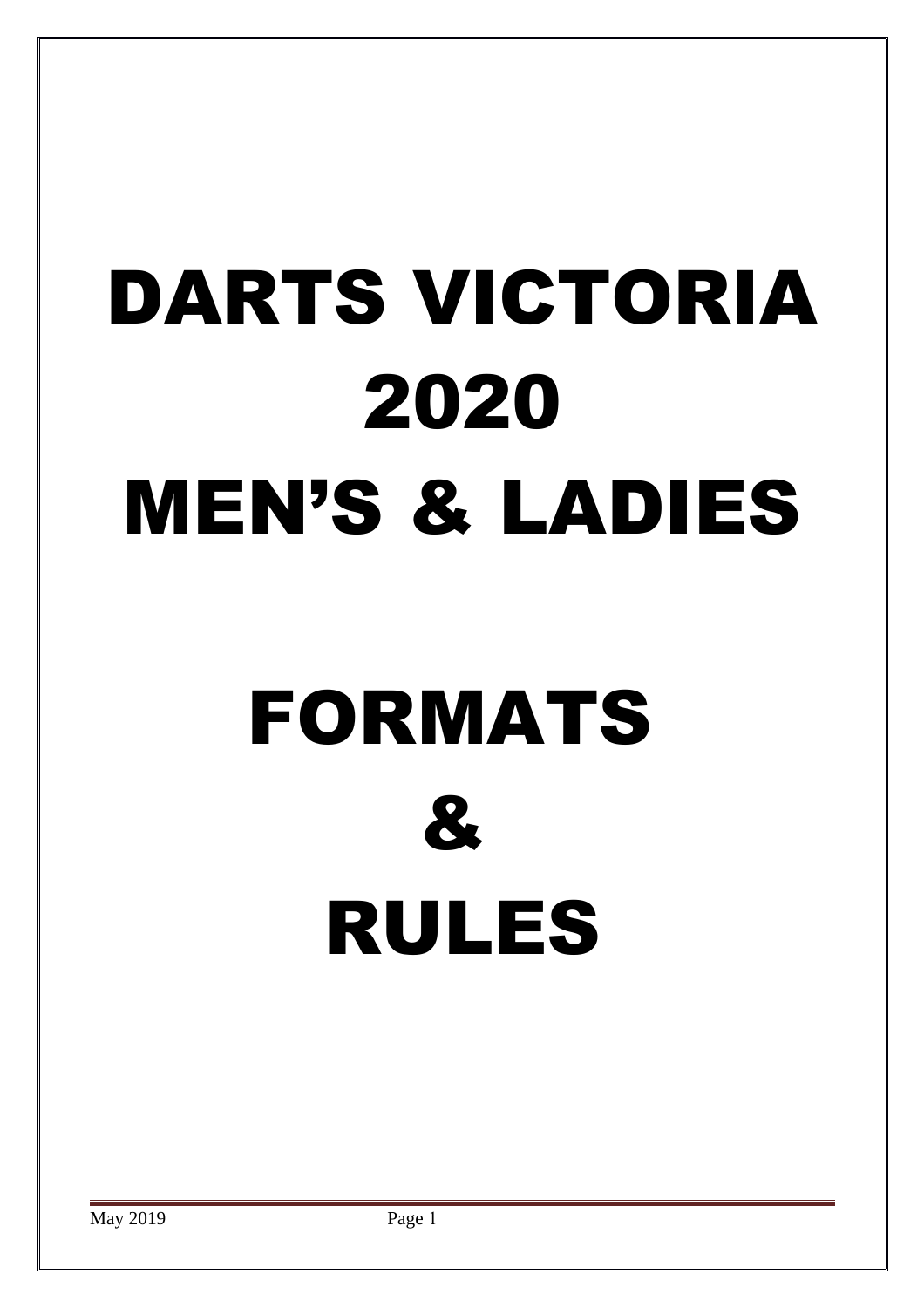# DARTS VICTORIA 2020 MEN'S & LADIES

# FORMATS & RULES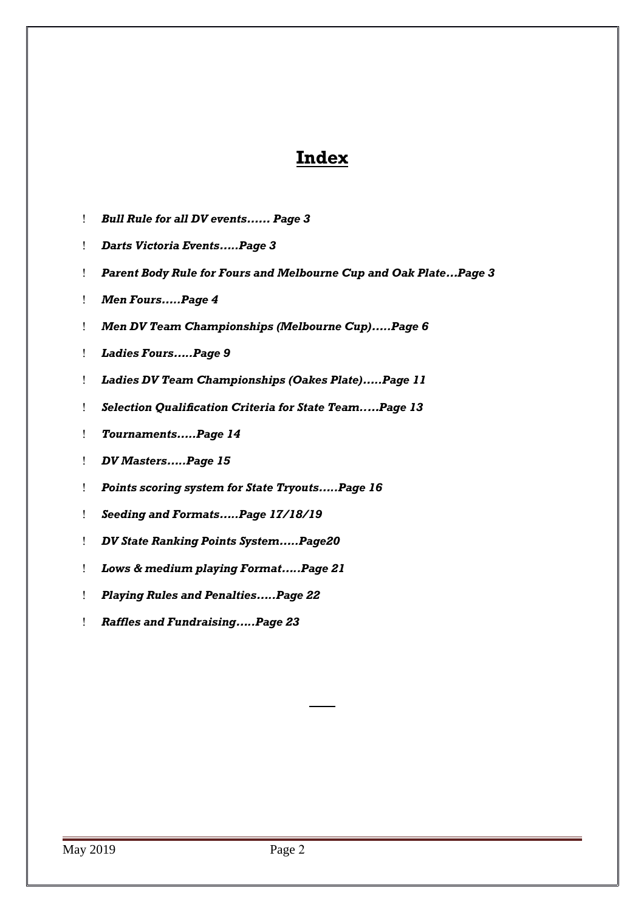# Index

- ***Bull Rule for all DV events…… Page 3***
- ***Darts Victoria Events…..Page 3***
- ***Parent Body Rule for Fours and Melbourne Cup and Oak Plate…Page 3***
- ***Men Fours…..Page 4***
- ***Men DV Team Championships (Melbourne Cup)…..Page 6***
- ***Ladies Fours…..Page 9***
- ***Ladies DV Team Championships (Oakes Plate)…..Page 11***
- ***Selection Qualification Criteria for State Team…..Page 13***
- ***Tournaments…..Page 14***
- ***DV Masters…..Page 15***
- ***Points scoring system for State Tryouts…..Page 16***
- ***Seeding and Formats…..Page 17/18/19***
- ***DV State Ranking Points System…..Page20***
- ***Lows & medium playing Format…..Page 21***
- ***Playing Rules and Penalties…..Page 22***
- ***Raffles and Fundraising…..Page 23***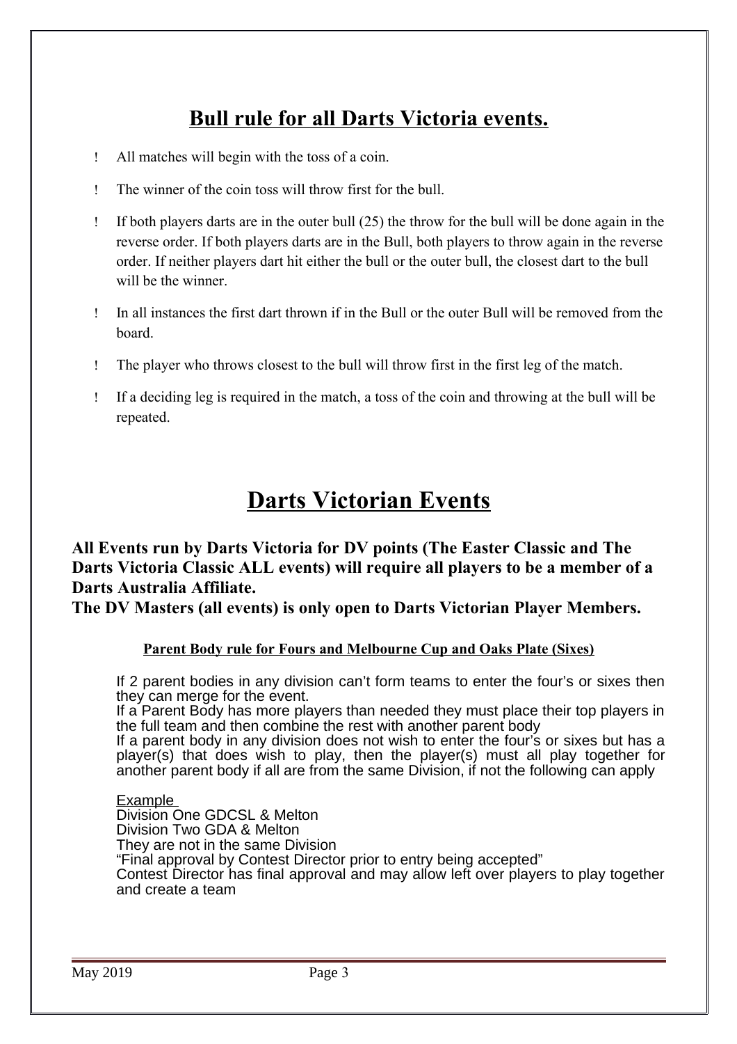# Bull rule for all Darts Victoria events.

- All matches will begin with the toss of a coin.
- The winner of the coin toss will throw first for the bull.
- If both players darts are in the outer bull (25) the throw for the bull will be done again in the reverse order. If both players darts are in the Bull, both players to throw again in the reverse order. If neither players dart hit either the bull or the outer bull, the closest dart to the bull will be the winner.
- In all instances the first dart thrown if in the Bull or the outer Bull will be removed from the board.
- The player who throws closest to the bull will throw first in the first leg of the match.
- If a deciding leg is required in the match, a toss of the coin and throwing at the bull will be repeated.

# Darts Victorian Events

**All Events run by Darts Victoria for DV points (The Easter Classic and The Darts Victoria Classic ALL events) will require all players to be a member of a Darts Australia Affiliate.**
**The DV Masters (all events) is only open to Darts Victorian Player Members.**

### Parent Body rule for Fours and Melbourne Cup and Oaks Plate (Sixes)

If 2 parent bodies in any division can't form teams to enter the four's or sixes then they can merge for the event.
If a Parent Body has more players than needed they must place their top players in the full team and then combine the rest with another parent body
If a parent body in any division does not wish to enter the four's or sixes but has a player(s) that does wish to play, then the player(s) must all play together for another parent body if all are from the same Division, if not the following can apply

Example
Division One GDCSL & Melton
Division Two GDA & Melton
They are not in the same Division
"Final approval by Contest Director prior to entry being accepted"
Contest Director has final approval and may allow left over players to play together and create a team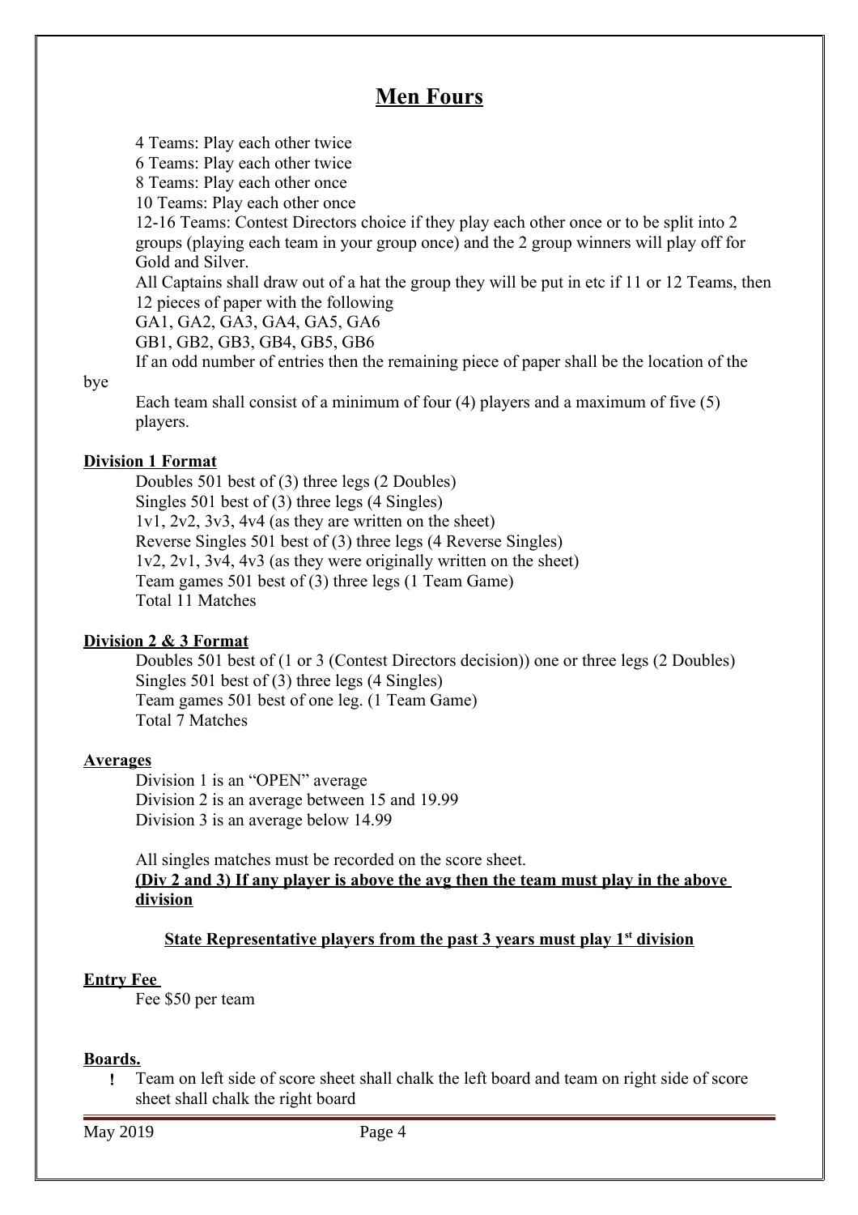# Men Fours

4 Teams: Play each other twice
6 Teams: Play each other twice
8 Teams: Play each other once
10 Teams: Play each other once
12-16 Teams: Contest Directors choice if they play each other once or to be split into 2 groups (playing each team in your group once) and the 2 group winners will play off for Gold and Silver.
All Captains shall draw out of a hat the group they will be put in etc if 11 or 12 Teams, then 12 pieces of paper with the following
GA1, GA2, GA3, GA4, GA5, GA6
GB1, GB2, GB3, GB4, GB5, GB6
If an odd number of entries then the remaining piece of paper shall be the location of the bye
Each team shall consist of a minimum of four (4) players and a maximum of five (5) players.

**Division 1 Format**

Doubles 501 best of (3) three legs (2 Doubles)
Singles 501 best of (3) three legs (4 Singles)
1v1, 2v2, 3v3, 4v4 (as they are written on the sheet)
Reverse Singles 501 best of (3) three legs (4 Reverse Singles)
1v2, 2v1, 3v4, 4v3 (as they were originally written on the sheet)
Team games 501 best of (3) three legs (1 Team Game)
Total 11 Matches

**Division 2 & 3 Format**

Doubles 501 best of (1 or 3 (Contest Directors decision)) one or three legs (2 Doubles)
Singles 501 best of (3) three legs (4 Singles)
Team games 501 best of one leg. (1 Team Game)
Total 7 Matches

**Averages**

Division 1 is an "OPEN" average
Division 2 is an average between 15 and 19.99
Division 3 is an average below 14.99

All singles matches must be recorded on the score sheet.
**(Div 2 and 3) If any player is above the avg then the team must play in the above division**

**State Representative players from the past 3 years must play 1st division**

**Entry Fee**

Fee $50 per team

**Boards.**

- Team on left side of score sheet shall chalk the left board and team on right side of score sheet shall chalk the right board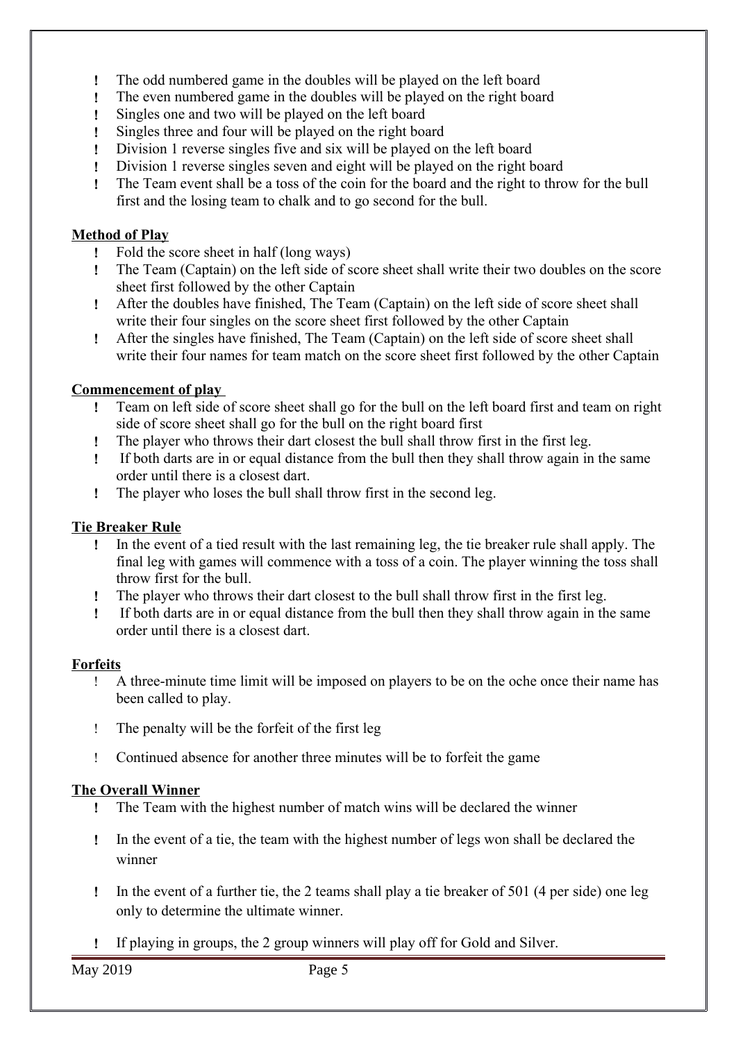- The odd numbered game in the doubles will be played on the left board
- The even numbered game in the doubles will be played on the right board
- Singles one and two will be played on the left board
- Singles three and four will be played on the right board
- Division 1 reverse singles five and six will be played on the left board
- Division 1 reverse singles seven and eight will be played on the right board
- The Team event shall be a toss of the coin for the board and the right to throw for the bull first and the losing team to chalk and to go second for the bull.

## Method of Play

- Fold the score sheet in half (long ways)
- The Team (Captain) on the left side of score sheet shall write their two doubles on the score sheet first followed by the other Captain
- After the doubles have finished, The Team (Captain) on the left side of score sheet shall write their four singles on the score sheet first followed by the other Captain
- After the singles have finished, The Team (Captain) on the left side of score sheet shall write their four names for team match on the score sheet first followed by the other Captain

## Commencement of play

- Team on left side of score sheet shall go for the bull on the left board first and team on right side of score sheet shall go for the bull on the right board first
- The player who throws their dart closest the bull shall throw first in the first leg.
- If both darts are in or equal distance from the bull then they shall throw again in the same order until there is a closest dart.
- The player who loses the bull shall throw first in the second leg.

## Tie Breaker Rule

- In the event of a tied result with the last remaining leg, the tie breaker rule shall apply. The final leg with games will commence with a toss of a coin. The player winning the toss shall throw first for the bull.
- The player who throws their dart closest to the bull shall throw first in the first leg.
- If both darts are in or equal distance from the bull then they shall throw again in the same order until there is a closest dart.

## Forfeits

- A three-minute time limit will be imposed on players to be on the oche once their name has been called to play.
- The penalty will be the forfeit of the first leg
- Continued absence for another three minutes will be to forfeit the game

## The Overall Winner

- The Team with the highest number of match wins will be declared the winner
- In the event of a tie, the team with the highest number of legs won shall be declared the winner
- In the event of a further tie, the 2 teams shall play a tie breaker of 501 (4 per side) one leg only to determine the ultimate winner.
- If playing in groups, the 2 group winners will play off for Gold and Silver.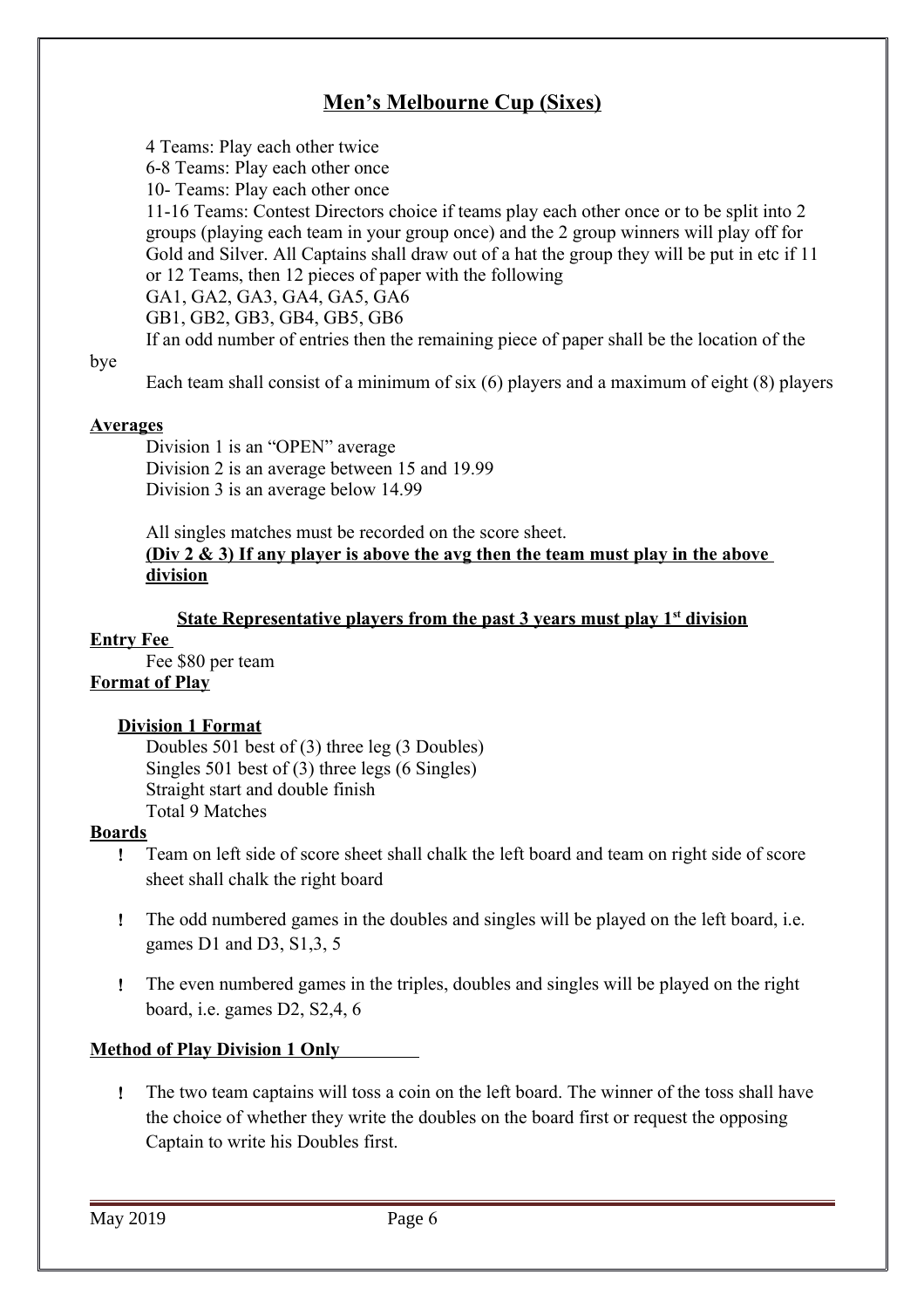# Men's Melbourne Cup (Sixes)

4 Teams: Play each other twice
6-8 Teams: Play each other once
10- Teams: Play each other once
11-16 Teams: Contest Directors choice if teams play each other once or to be split into 2 groups (playing each team in your group once) and the 2 group winners will play off for Gold and Silver. All Captains shall draw out of a hat the group they will be put in etc if 11 or 12 Teams, then 12 pieces of paper with the following
GA1, GA2, GA3, GA4, GA5, GA6
GB1, GB2, GB3, GB4, GB5, GB6
If an odd number of entries then the remaining piece of paper shall be the location of the bye
Each team shall consist of a minimum of six (6) players and a maximum of eight (8) players

**Averages**

Division 1 is an "OPEN" average
Division 2 is an average between 15 and 19.99
Division 3 is an average below 14.99

All singles matches must be recorded on the score sheet.
**(Div 2 & 3) If any player is above the avg then the team must play in the above division**

**State Representative players from the past 3 years must play 1st division**

**Entry Fee**

Fee $80 per team

**Format of Play**

**Division 1 Format**

Doubles 501 best of (3) three leg (3 Doubles)
Singles 501 best of (3) three legs (6 Singles)
Straight start and double finish
Total 9 Matches

**Boards**

- Team on left side of score sheet shall chalk the left board and team on right side of score sheet shall chalk the right board
- The odd numbered games in the doubles and singles will be played on the left board, i.e. games D1 and D3, S1,3, 5
- The even numbered games in the triples, doubles and singles will be played on the right board, i.e. games D2, S2,4, 6

**Method of Play Division 1 Only**

- The two team captains will toss a coin on the left board. The winner of the toss shall have the choice of whether they write the doubles on the board first or request the opposing Captain to write his Doubles first.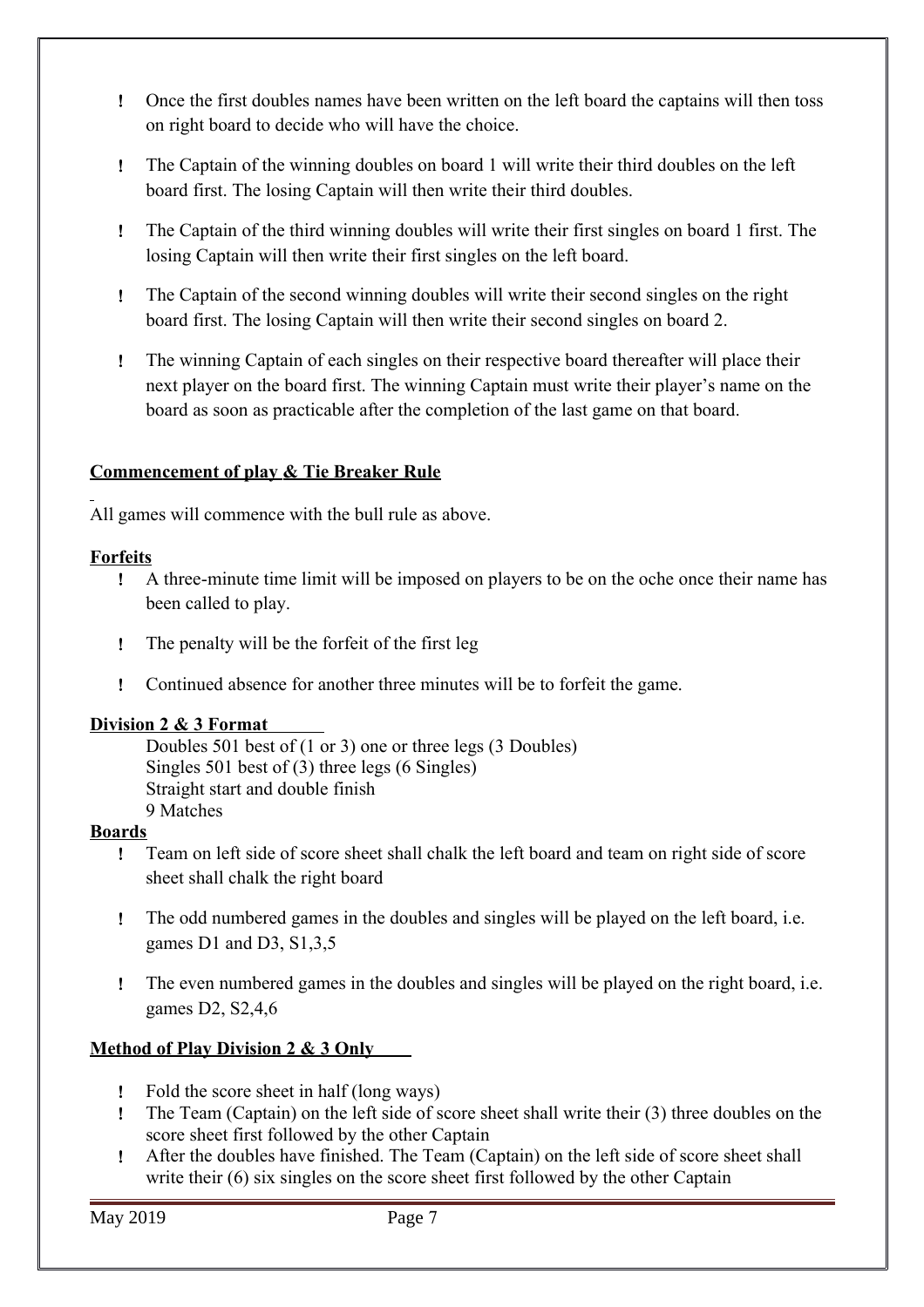- Once the first doubles names have been written on the left board the captains will then toss on right board to decide who will have the choice.
- The Captain of the winning doubles on board 1 will write their third doubles on the left board first. The losing Captain will then write their third doubles.
- The Captain of the third winning doubles will write their first singles on board 1 first. The losing Captain will then write their first singles on the left board.
- The Captain of the second winning doubles will write their second singles on the right board first. The losing Captain will then write their second singles on board 2.
- The winning Captain of each singles on their respective board thereafter will place their next player on the board first. The winning Captain must write their player's name on the board as soon as practicable after the completion of the last game on that board.

**Commencement of play & Tie Breaker Rule**

All games will commence with the bull rule as above.

**Forfeits**

- A three-minute time limit will be imposed on players to be on the oche once their name has been called to play.
- The penalty will be the forfeit of the first leg
- Continued absence for another three minutes will be to forfeit the game.

**Division 2 & 3 Format**

Doubles 501 best of (1 or 3) one or three legs (3 Doubles)
Singles 501 best of (3) three legs (6 Singles)
Straight start and double finish
9 Matches

**Boards**

- Team on left side of score sheet shall chalk the left board and team on right side of score sheet shall chalk the right board
- The odd numbered games in the doubles and singles will be played on the left board, i.e. games D1 and D3, S1,3,5
- The even numbered games in the doubles and singles will be played on the right board, i.e. games D2, S2,4,6

**Method of Play Division 2 & 3 Only**

- Fold the score sheet in half (long ways)
- The Team (Captain) on the left side of score sheet shall write their (3) three doubles on the score sheet first followed by the other Captain
- After the doubles have finished. The Team (Captain) on the left side of score sheet shall write their (6) six singles on the score sheet first followed by the other Captain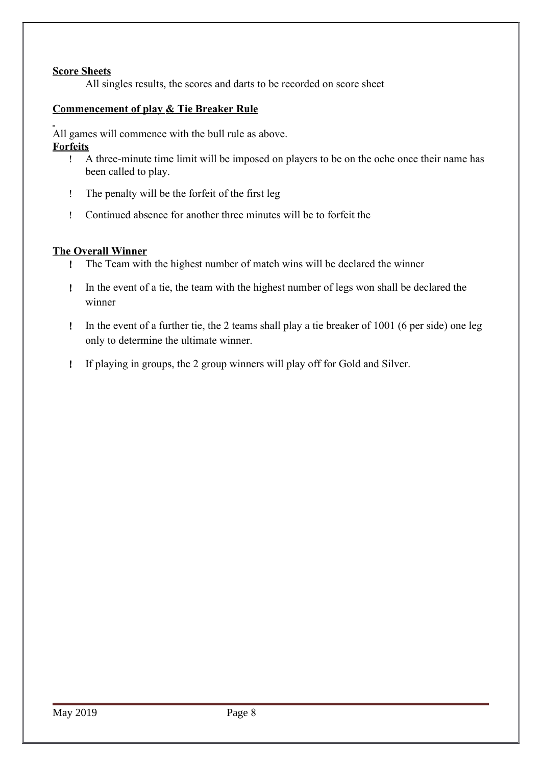**Score Sheets**

All singles results, the scores and darts to be recorded on score sheet

**Commencement of play & Tie Breaker Rule**

All games will commence with the bull rule as above.

**Forfeits**

- A three-minute time limit will be imposed on players to be on the oche once their name has been called to play.
- The penalty will be the forfeit of the first leg
- Continued absence for another three minutes will be to forfeit the

**The Overall Winner**

- The Team with the highest number of match wins will be declared the winner
- In the event of a tie, the team with the highest number of legs won shall be declared the winner
- In the event of a further tie, the 2 teams shall play a tie breaker of 1001 (6 per side) one leg only to determine the ultimate winner.
- If playing in groups, the 2 group winners will play off for Gold and Silver.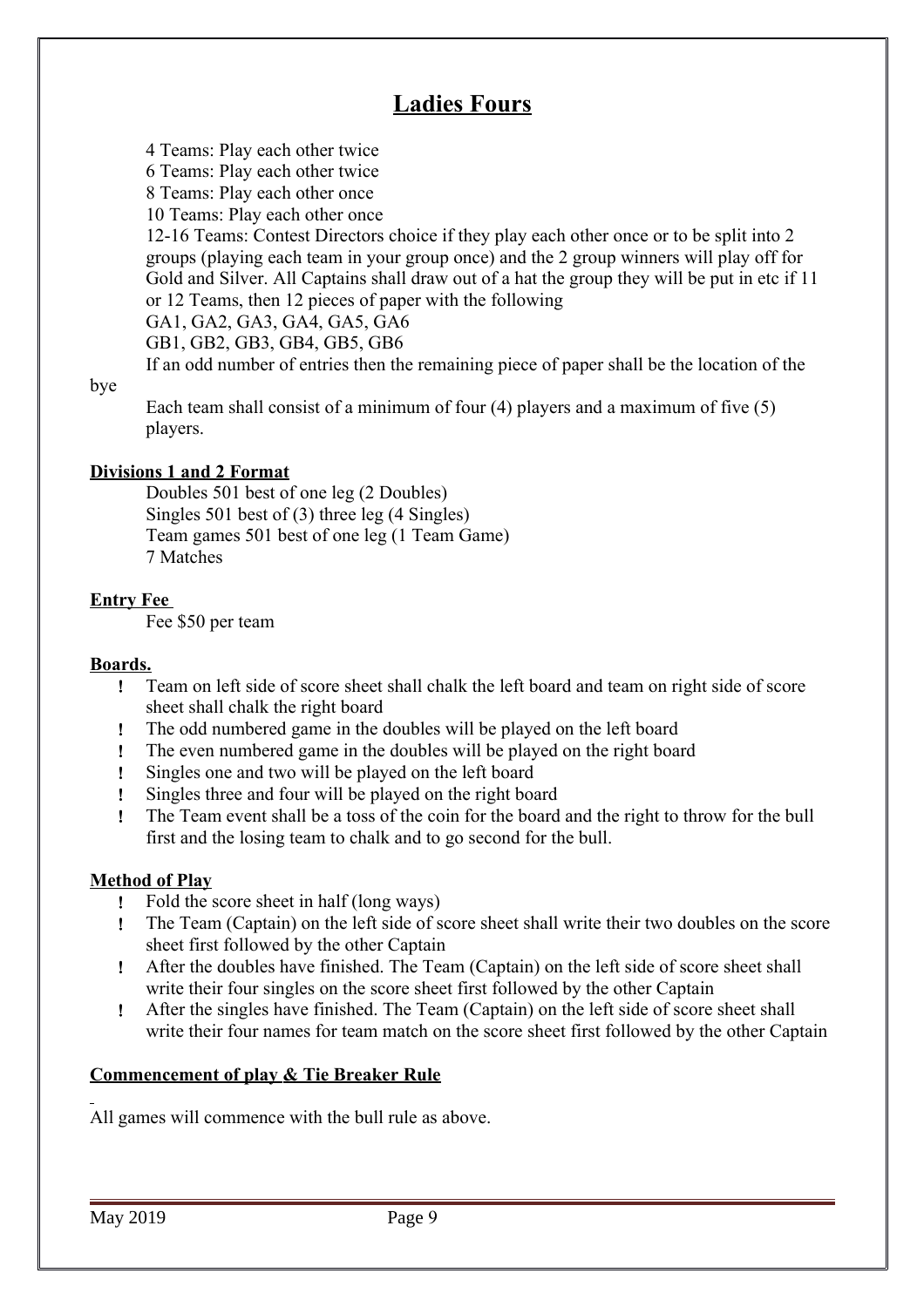# Ladies Fours

4 Teams: Play each other twice
6 Teams: Play each other twice
8 Teams: Play each other once
10 Teams: Play each other once
12-16 Teams: Contest Directors choice if they play each other once or to be split into 2 groups (playing each team in your group once) and the 2 group winners will play off for Gold and Silver. All Captains shall draw out of a hat the group they will be put in etc if 11 or 12 Teams, then 12 pieces of paper with the following
GA1, GA2, GA3, GA4, GA5, GA6
GB1, GB2, GB3, GB4, GB5, GB6
If an odd number of entries then the remaining piece of paper shall be the location of the bye

Each team shall consist of a minimum of four (4) players and a maximum of five (5) players.

**Divisions 1 and 2 Format**

Doubles 501 best of one leg (2 Doubles)
Singles 501 best of (3) three leg (4 Singles)
Team games 501 best of one leg (1 Team Game)
7 Matches

**Entry Fee**

Fee $50 per team

**Boards.**

- Team on left side of score sheet shall chalk the left board and team on right side of score sheet shall chalk the right board
- The odd numbered game in the doubles will be played on the left board
- The even numbered game in the doubles will be played on the right board
- Singles one and two will be played on the left board
- Singles three and four will be played on the right board
- The Team event shall be a toss of the coin for the board and the right to throw for the bull first and the losing team to chalk and to go second for the bull.

**Method of Play**

- Fold the score sheet in half (long ways)
- The Team (Captain) on the left side of score sheet shall write their two doubles on the score sheet first followed by the other Captain
- After the doubles have finished. The Team (Captain) on the left side of score sheet shall write their four singles on the score sheet first followed by the other Captain
- After the singles have finished. The Team (Captain) on the left side of score sheet shall write their four names for team match on the score sheet first followed by the other Captain

**Commencement of play & Tie Breaker Rule**

All games will commence with the bull rule as above.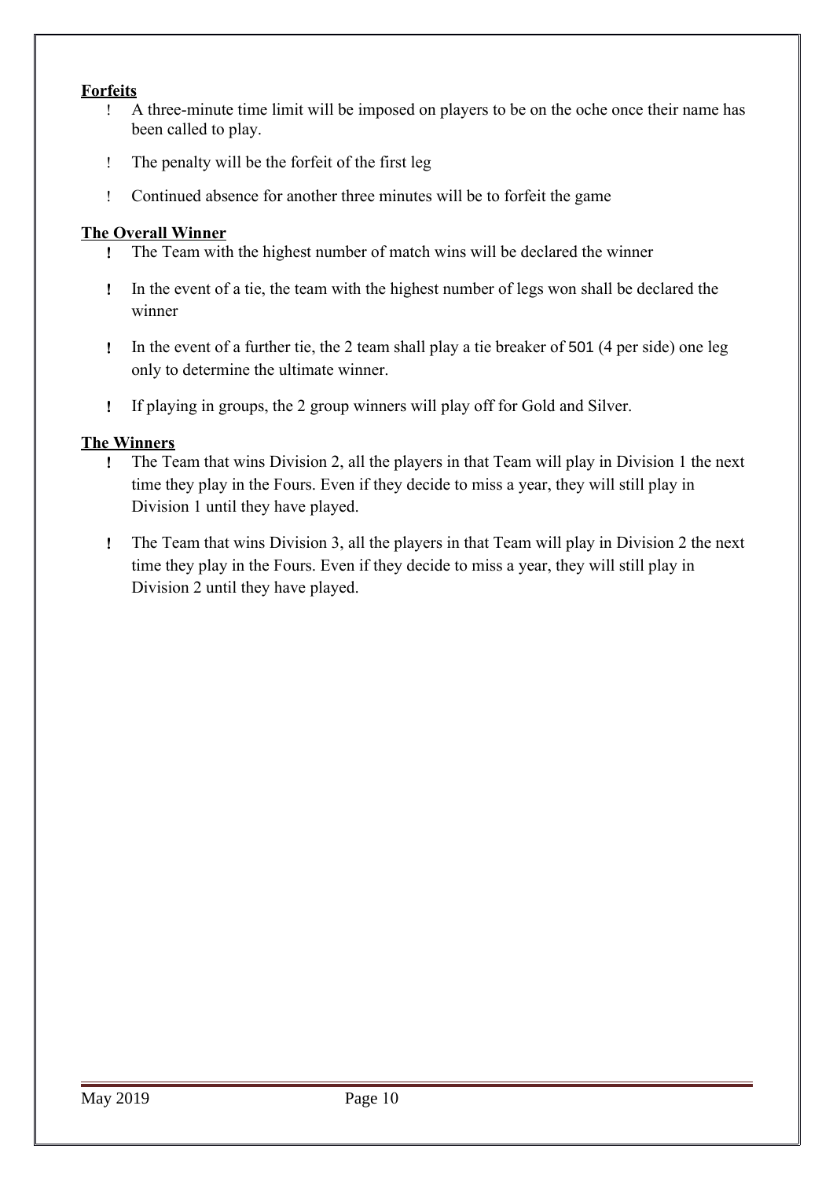**Forfeits**

- A three-minute time limit will be imposed on players to be on the oche once their name has been called to play.
- The penalty will be the forfeit of the first leg
- Continued absence for another three minutes will be to forfeit the game

**The Overall Winner**

- The Team with the highest number of match wins will be declared the winner
- In the event of a tie, the team with the highest number of legs won shall be declared the winner
- In the event of a further tie, the 2 team shall play a tie breaker of 501 (4 per side) one leg only to determine the ultimate winner.
- If playing in groups, the 2 group winners will play off for Gold and Silver.

**The Winners**

- The Team that wins Division 2, all the players in that Team will play in Division 1 the next time they play in the Fours. Even if they decide to miss a year, they will still play in Division 1 until they have played.
- The Team that wins Division 3, all the players in that Team will play in Division 2 the next time they play in the Fours. Even if they decide to miss a year, they will still play in Division 2 until they have played.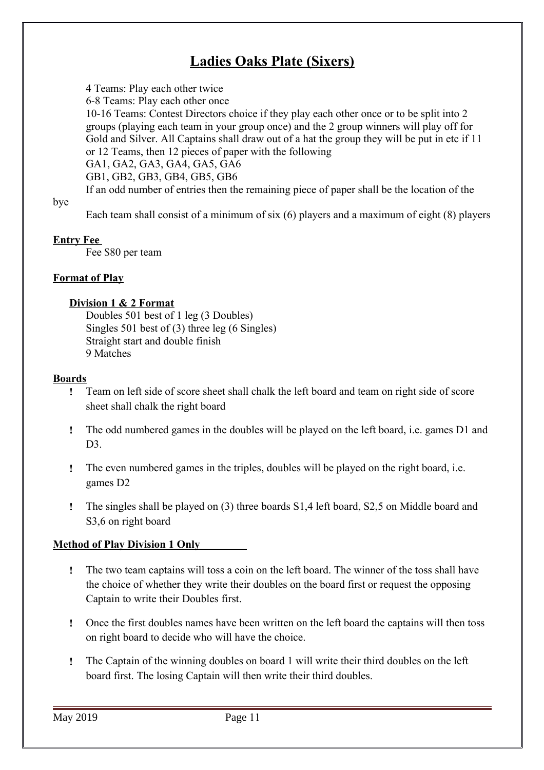# Ladies Oaks Plate (Sixers)

4 Teams: Play each other twice

6-8 Teams: Play each other once

10-16 Teams: Contest Directors choice if they play each other once or to be split into 2 groups (playing each team in your group once) and the 2 group winners will play off for Gold and Silver. All Captains shall draw out of a hat the group they will be put in etc if 11 or 12 Teams, then 12 pieces of paper with the following

GA1, GA2, GA3, GA4, GA5, GA6

GB1, GB2, GB3, GB4, GB5, GB6

If an odd number of entries then the remaining piece of paper shall be the location of the bye

Each team shall consist of a minimum of six (6) players and a maximum of eight (8) players

## Entry Fee

Fee $80 per team

## Format of Play

### Division 1 & 2 Format

Doubles 501 best of 1 leg (3 Doubles)

Singles 501 best of (3) three leg (6 Singles)

Straight start and double finish

9 Matches

## Boards

- Team on left side of score sheet shall chalk the left board and team on right side of score sheet shall chalk the right board
- The odd numbered games in the doubles will be played on the left board, i.e. games D1 and D3.
- The even numbered games in the triples, doubles will be played on the right board, i.e. games D2
- The singles shall be played on (3) three boards S1,4 left board, S2,5 on Middle board and S3,6 on right board

## Method of Play Division 1 Only

- The two team captains will toss a coin on the left board. The winner of the toss shall have the choice of whether they write their doubles on the board first or request the opposing Captain to write their Doubles first.
- Once the first doubles names have been written on the left board the captains will then toss on right board to decide who will have the choice.
- The Captain of the winning doubles on board 1 will write their third doubles on the left board first. The losing Captain will then write their third doubles.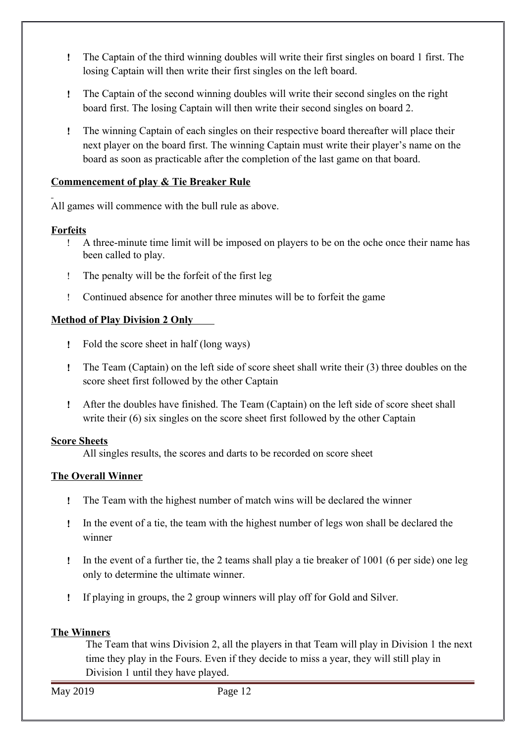- The Captain of the third winning doubles will write their first singles on board 1 first. The losing Captain will then write their first singles on the left board.
- The Captain of the second winning doubles will write their second singles on the right board first. The losing Captain will then write their second singles on board 2.
- The winning Captain of each singles on their respective board thereafter will place their next player on the board first. The winning Captain must write their player's name on the board as soon as practicable after the completion of the last game on that board.

**Commencement of play & Tie Breaker Rule**

All games will commence with the bull rule as above.

**Forfeits**

- A three-minute time limit will be imposed on players to be on the oche once their name has been called to play.
- The penalty will be the forfeit of the first leg
- Continued absence for another three minutes will be to forfeit the game

**Method of Play Division 2 Only**

- Fold the score sheet in half (long ways)
- The Team (Captain) on the left side of score sheet shall write their (3) three doubles on the score sheet first followed by the other Captain
- After the doubles have finished. The Team (Captain) on the left side of score sheet shall write their (6) six singles on the score sheet first followed by the other Captain

**Score Sheets**

All singles results, the scores and darts to be recorded on score sheet

**The Overall Winner**

- The Team with the highest number of match wins will be declared the winner
- In the event of a tie, the team with the highest number of legs won shall be declared the winner
- In the event of a further tie, the 2 teams shall play a tie breaker of 1001 (6 per side) one leg only to determine the ultimate winner.
- If playing in groups, the 2 group winners will play off for Gold and Silver.

**The Winners**

The Team that wins Division 2, all the players in that Team will play in Division 1 the next time they play in the Fours. Even if they decide to miss a year, they will still play in Division 1 until they have played.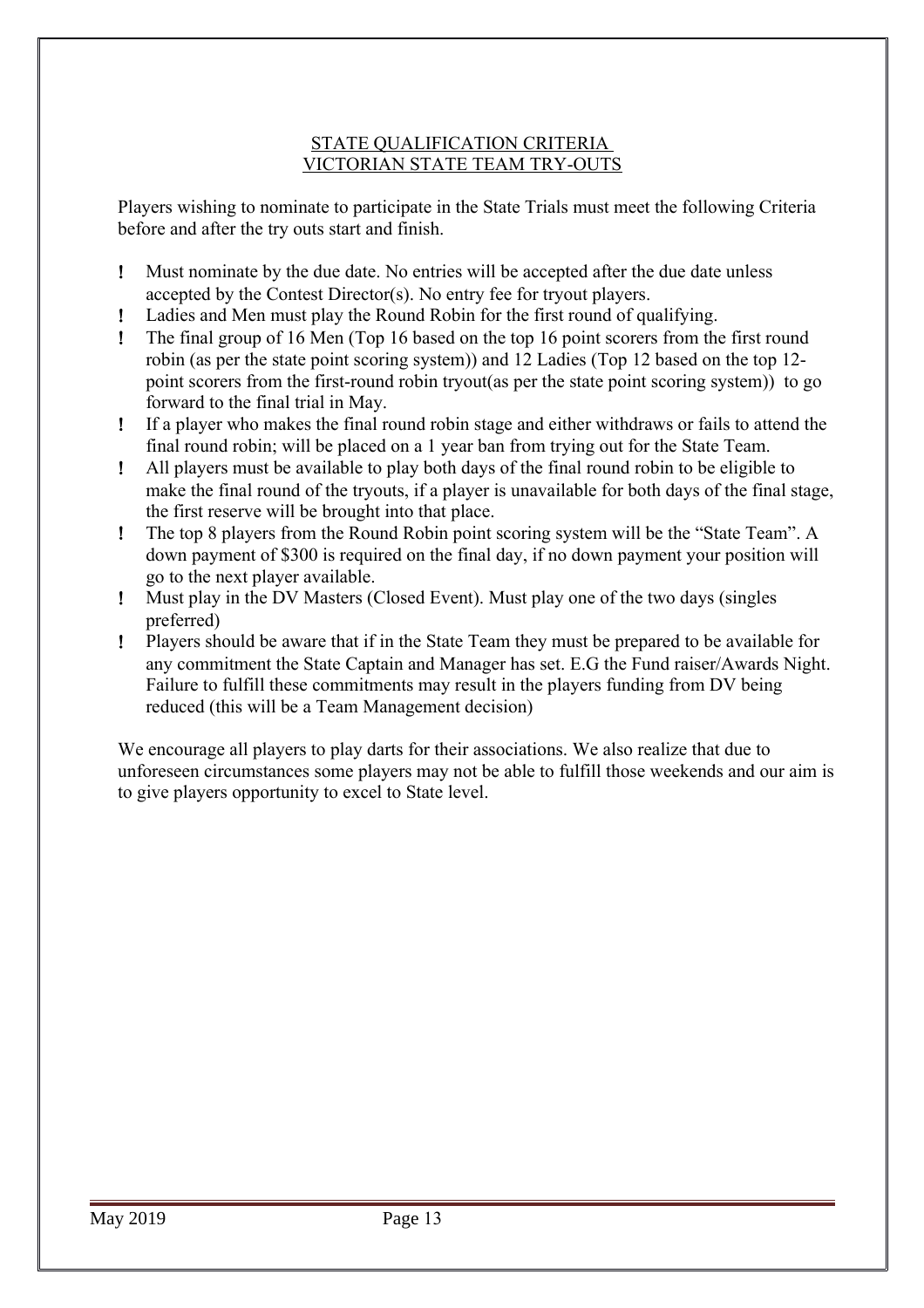## STATE QUALIFICATION CRITERIA
## VICTORIAN STATE TEAM TRY-OUTS

Players wishing to nominate to participate in the State Trials must meet the following Criteria before and after the try outs start and finish.

- Must nominate by the due date. No entries will be accepted after the due date unless accepted by the Contest Director(s). No entry fee for tryout players.
- Ladies and Men must play the Round Robin for the first round of qualifying.
- The final group of 16 Men (Top 16 based on the top 16 point scorers from the first round robin (as per the state point scoring system)) and 12 Ladies (Top 12 based on the top 12-point scorers from the first-round robin tryout(as per the state point scoring system)) to go forward to the final trial in May.
- If a player who makes the final round robin stage and either withdraws or fails to attend the final round robin; will be placed on a 1 year ban from trying out for the State Team.
- All players must be available to play both days of the final round robin to be eligible to make the final round of the tryouts, if a player is unavailable for both days of the final stage, the first reserve will be brought into that place.
- The top 8 players from the Round Robin point scoring system will be the "State Team". A down payment of $300 is required on the final day, if no down payment your position will go to the next player available.
- Must play in the DV Masters (Closed Event). Must play one of the two days (singles preferred)
- Players should be aware that if in the State Team they must be prepared to be available for any commitment the State Captain and Manager has set. E.G the Fund raiser/Awards Night. Failure to fulfill these commitments may result in the players funding from DV being reduced (this will be a Team Management decision)

We encourage all players to play darts for their associations. We also realize that due to unforeseen circumstances some players may not be able to fulfill those weekends and our aim is to give players opportunity to excel to State level.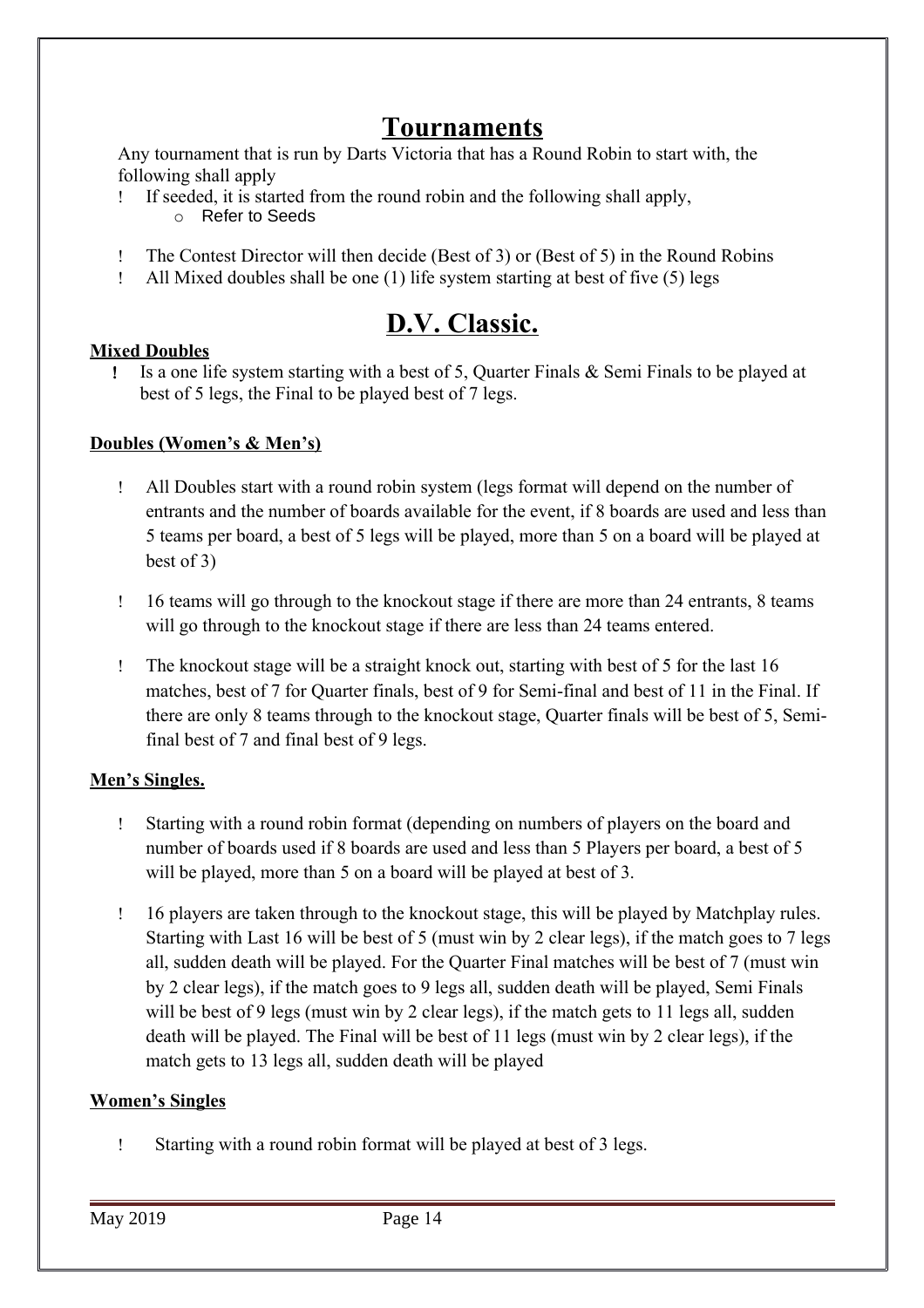# Tournaments

Any tournament that is run by Darts Victoria that has a Round Robin to start with, the following shall apply

- If seeded, it is started from the round robin and the following shall apply,
  - Refer to Seeds
- The Contest Director will then decide (Best of 3) or (Best of 5) in the Round Robins
- All Mixed doubles shall be one (1) life system starting at best of five (5) legs

# D.V. Classic.

**Mixed Doubles**

- Is a one life system starting with a best of 5, Quarter Finals & Semi Finals to be played at best of 5 legs, the Final to be played best of 7 legs.

**Doubles (Women's & Men's)**

- All Doubles start with a round robin system (legs format will depend on the number of entrants and the number of boards available for the event, if 8 boards are used and less than 5 teams per board, a best of 5 legs will be played, more than 5 on a board will be played at best of 3)
- 16 teams will go through to the knockout stage if there are more than 24 entrants, 8 teams will go through to the knockout stage if there are less than 24 teams entered.
- The knockout stage will be a straight knock out, starting with best of 5 for the last 16 matches, best of 7 for Quarter finals, best of 9 for Semi-final and best of 11 in the Final. If there are only 8 teams through to the knockout stage, Quarter finals will be best of 5, Semi-final best of 7 and final best of 9 legs.

**Men's Singles.**

- Starting with a round robin format (depending on numbers of players on the board and number of boards used if 8 boards are used and less than 5 Players per board, a best of 5 will be played, more than 5 on a board will be played at best of 3.
- 16 players are taken through to the knockout stage, this will be played by Matchplay rules. Starting with Last 16 will be best of 5 (must win by 2 clear legs), if the match goes to 7 legs all, sudden death will be played. For the Quarter Final matches will be best of 7 (must win by 2 clear legs), if the match goes to 9 legs all, sudden death will be played, Semi Finals will be best of 9 legs (must win by 2 clear legs), if the match gets to 11 legs all, sudden death will be played. The Final will be best of 11 legs (must win by 2 clear legs), if the match gets to 13 legs all, sudden death will be played

**Women's Singles**

- Starting with a round robin format will be played at best of 3 legs.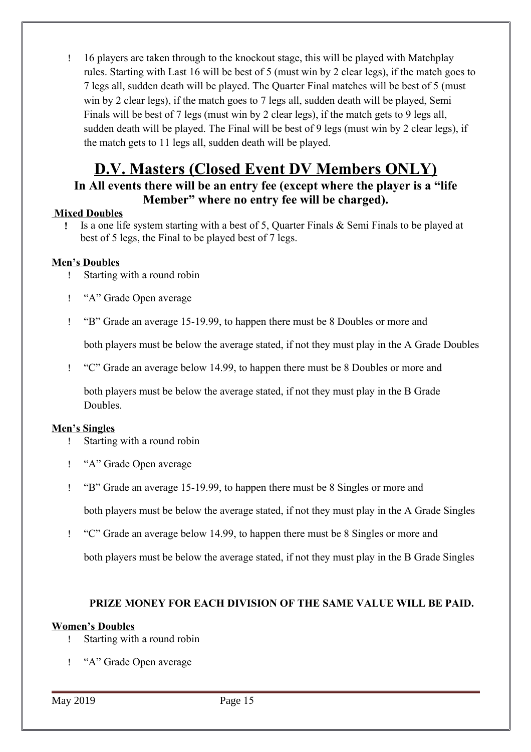- 16 players are taken through to the knockout stage, this will be played with Matchplay rules. Starting with Last 16 will be best of 5 (must win by 2 clear legs), if the match goes to 7 legs all, sudden death will be played. The Quarter Final matches will be best of 5 (must win by 2 clear legs), if the match goes to 7 legs all, sudden death will be played, Semi Finals will be best of 7 legs (must win by 2 clear legs), if the match gets to 9 legs all, sudden death will be played. The Final will be best of 9 legs (must win by 2 clear legs), if the match gets to 11 legs all, sudden death will be played.

# D.V. Masters (Closed Event DV Members ONLY)

### In All events there will be an entry fee (except where the player is a "life Member" where no entry fee will be charged).

**Mixed Doubles**

- Is a one life system starting with a best of 5, Quarter Finals & Semi Finals to be played at best of 5 legs, the Final to be played best of 7 legs.

**Men's Doubles**

- Starting with a round robin
- "A" Grade Open average
- "B" Grade an average 15-19.99, to happen there must be 8 Doubles or more and

  both players must be below the average stated, if not they must play in the A Grade Doubles
- "C" Grade an average below 14.99, to happen there must be 8 Doubles or more and

  both players must be below the average stated, if not they must play in the B Grade Doubles.

**Men's Singles**

- Starting with a round robin
- "A" Grade Open average
- "B" Grade an average 15-19.99, to happen there must be 8 Singles or more and

  both players must be below the average stated, if not they must play in the A Grade Singles
- "C" Grade an average below 14.99, to happen there must be 8 Singles or more and

  both players must be below the average stated, if not they must play in the B Grade Singles

**PRIZE MONEY FOR EACH DIVISION OF THE SAME VALUE WILL BE PAID.**

**Women's Doubles**

- Starting with a round robin
- "A" Grade Open average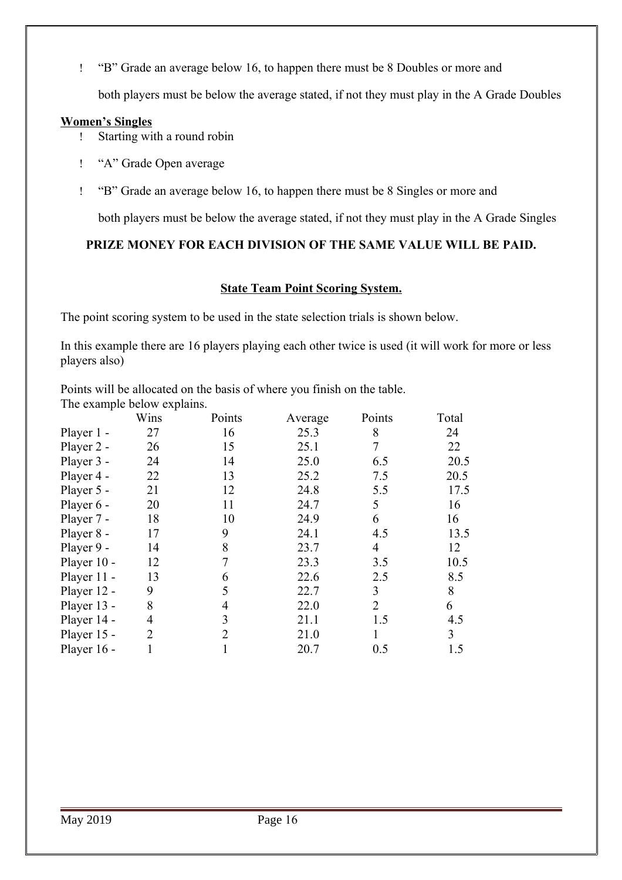- “B” Grade an average below 16, to happen there must be 8 Doubles or more and

  both players must be below the average stated, if not they must play in the A Grade Doubles

**Women’s Singles**

- Starting with a round robin
- “A” Grade Open average
- “B” Grade an average below 16, to happen there must be 8 Singles or more and

  both players must be below the average stated, if not they must play in the A Grade Singles

**PRIZE MONEY FOR EACH DIVISION OF THE SAME VALUE WILL BE PAID.**

**State Team Point Scoring System.**

The point scoring system to be used in the state selection trials is shown below.

In this example there are 16 players playing each other twice is used (it will work for more or less players also)

Points will be allocated on the basis of where you finish on the table.
The example below explains.

| | Wins | Points | Average | Points | Total |
|---|---|---|---|---|---|
| Player 1 - | 27 | 16 | 25.3 | 8 | 24 |
| Player 2 - | 26 | 15 | 25.1 | 7 | 22 |
| Player 3 - | 24 | 14 | 25.0 | 6.5 | 20.5 |
| Player 4 - | 22 | 13 | 25.2 | 7.5 | 20.5 |
| Player 5 - | 21 | 12 | 24.8 | 5.5 | 17.5 |
| Player 6 - | 20 | 11 | 24.7 | 5 | 16 |
| Player 7 - | 18 | 10 | 24.9 | 6 | 16 |
| Player 8 - | 17 | 9 | 24.1 | 4.5 | 13.5 |
| Player 9 - | 14 | 8 | 23.7 | 4 | 12 |
| Player 10 - | 12 | 7 | 23.3 | 3.5 | 10.5 |
| Player 11 - | 13 | 6 | 22.6 | 2.5 | 8.5 |
| Player 12 - | 9 | 5 | 22.7 | 3 | 8 |
| Player 13 - | 8 | 4 | 22.0 | 2 | 6 |
| Player 14 - | 4 | 3 | 21.1 | 1.5 | 4.5 |
| Player 15 - | 2 | 2 | 21.0 | 1 | 3 |
| Player 16 - | 1 | 1 | 20.7 | 0.5 | 1.5 |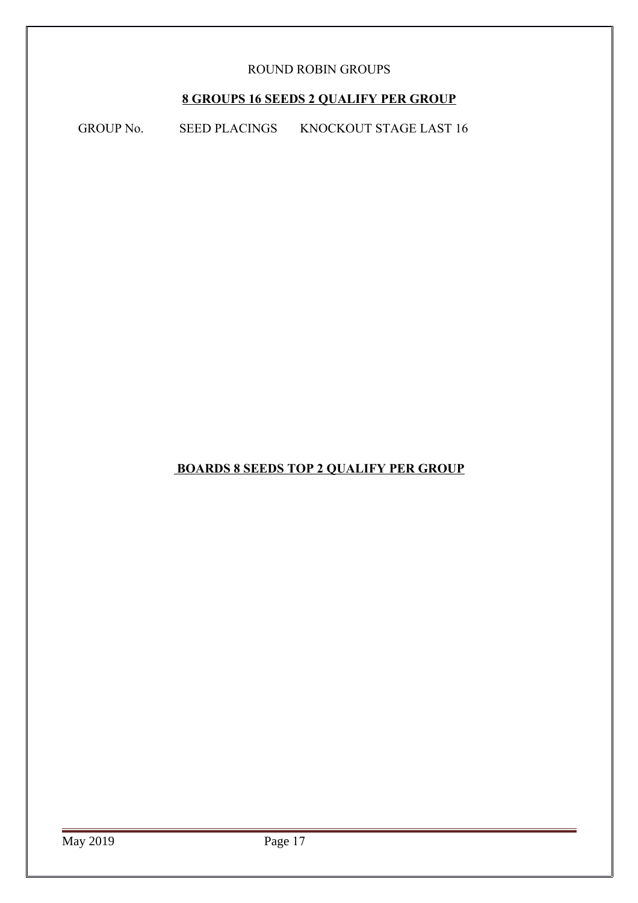ROUND ROBIN GROUPS

**8 GROUPS 16 SEEDS 2 QUALIFY PER GROUP**

GROUP No. SEED PLACINGS KNOCKOUT STAGE LAST 16

**BOARDS 8 SEEDS TOP 2 QUALIFY PER GROUP**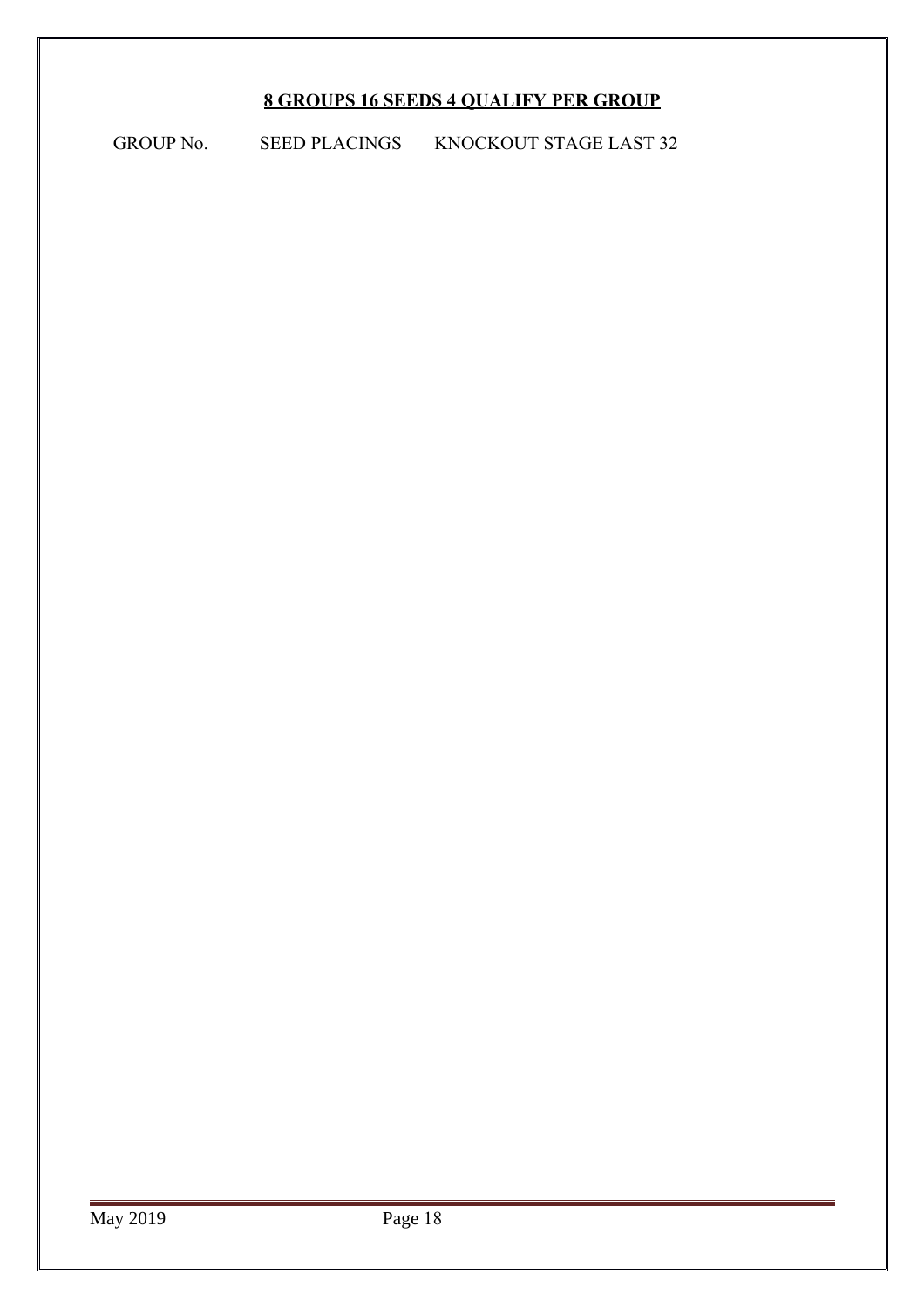**8 GROUPS 16 SEEDS 4 QUALIFY PER GROUP**

| GROUP No. | SEED PLACINGS | KNOCKOUT STAGE LAST 32 |
|---|---|---|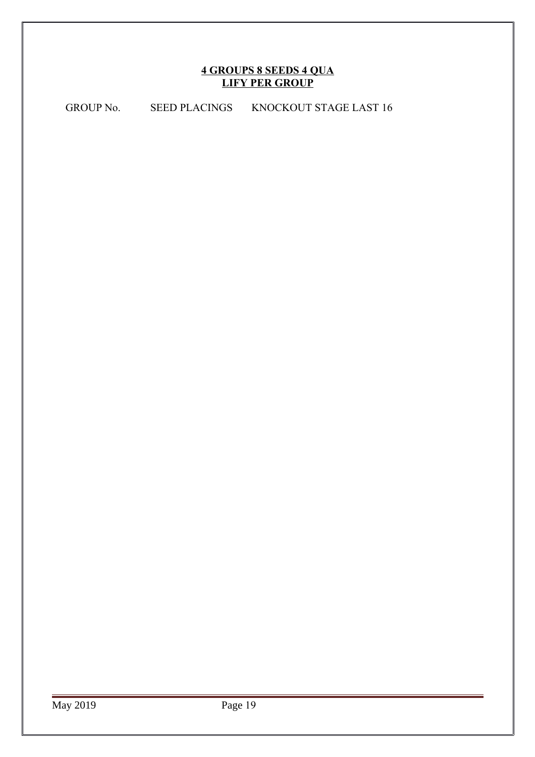**4 GROUPS 8 SEEDS 4 QUA LIFY PER GROUP**

GROUP No. SEED PLACINGS KNOCKOUT STAGE LAST 16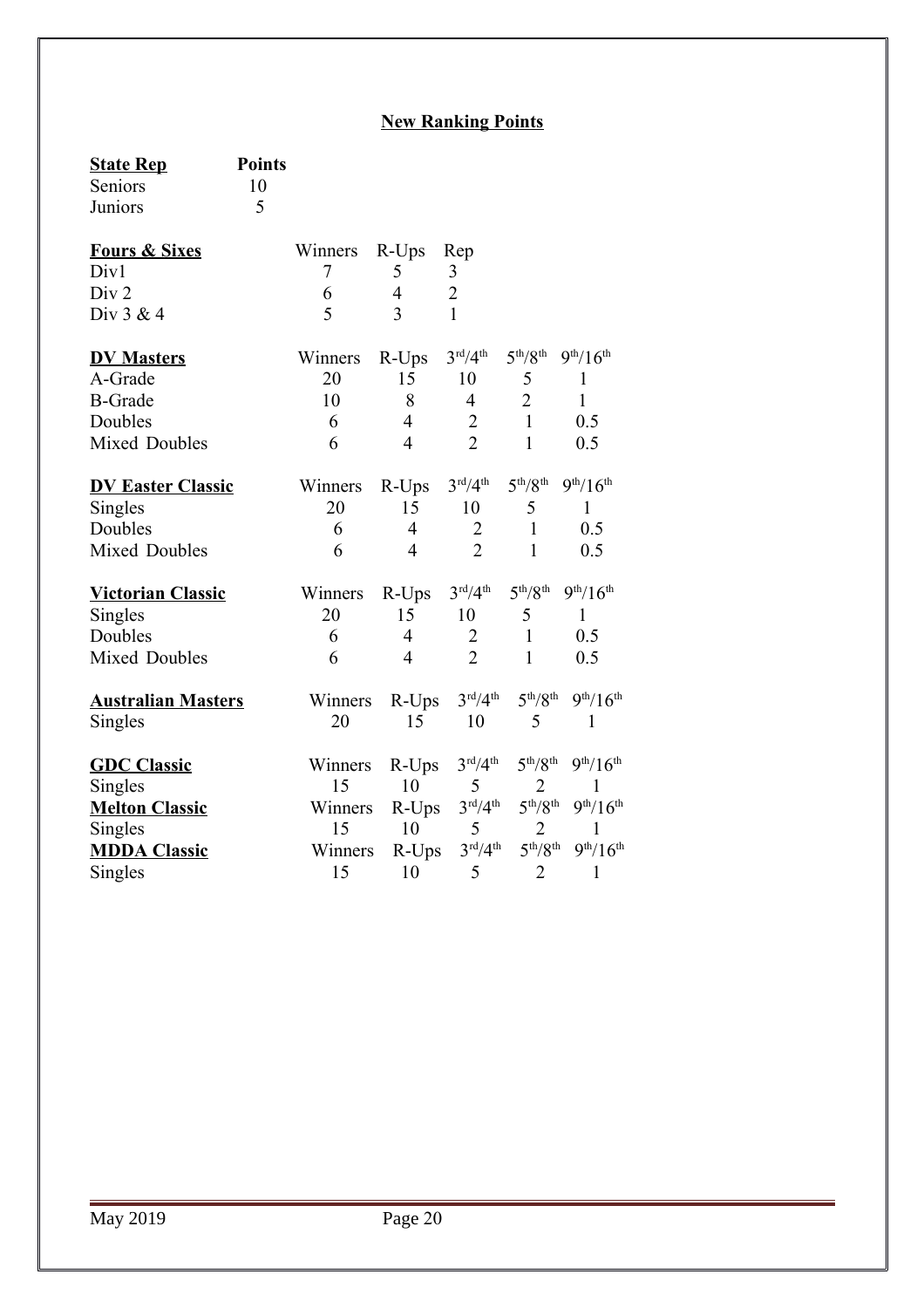## New Ranking Points

| **State Rep** | **Points** |
|---|---|
| Seniors | 10 |
| Juniors | 5 |

| **Fours & Sixes** | Winners | R-Ups | Rep |
|---|---|---|---|
| Div1 | 7 | 5 | 3 |
| Div 2 | 6 | 4 | 2 |
| Div 3 & 4 | 5 | 3 | 1 |

| **DV Masters** | Winners | R-Ups | 3rd/4th | 5th/8th | 9th/16th |
|---|---|---|---|---|---|
| A-Grade | 20 | 15 | 10 | 5 | 1 |
| B-Grade | 10 | 8 | 4 | 2 | 1 |
| Doubles | 6 | 4 | 2 | 1 | 0.5 |
| Mixed Doubles | 6 | 4 | 2 | 1 | 0.5 |

| **DV Easter Classic** | Winners | R-Ups | 3rd/4th | 5th/8th | 9th/16th |
|---|---|---|---|---|---|
| Singles | 20 | 15 | 10 | 5 | 1 |
| Doubles | 6 | 4 | 2 | 1 | 0.5 |
| Mixed Doubles | 6 | 4 | 2 | 1 | 0.5 |

| **Victorian Classic** | Winners | R-Ups | 3rd/4th | 5th/8th | 9th/16th |
|---|---|---|---|---|---|
| Singles | 20 | 15 | 10 | 5 | 1 |
| Doubles | 6 | 4 | 2 | 1 | 0.5 |
| Mixed Doubles | 6 | 4 | 2 | 1 | 0.5 |

| **Australian Masters** | Winners | R-Ups | 3rd/4th | 5th/8th | 9th/16th |
|---|---|---|---|---|---|
| Singles | 20 | 15 | 10 | 5 | 1 |

| **GDC Classic** | Winners | R-Ups | 3rd/4th | 5th/8th | 9th/16th |
|---|---|---|---|---|---|
| Singles | 15 | 10 | 5 | 2 | 1 |

| **Melton Classic** | Winners | R-Ups | 3rd/4th | 5th/8th | 9th/16th |
|---|---|---|---|---|---|
| Singles | 15 | 10 | 5 | 2 | 1 |

| **MDDA Classic** | Winners | R-Ups | 3rd/4th | 5th/8th | 9th/16th |
|---|---|---|---|---|---|
| Singles | 15 | 10 | 5 | 2 | 1 |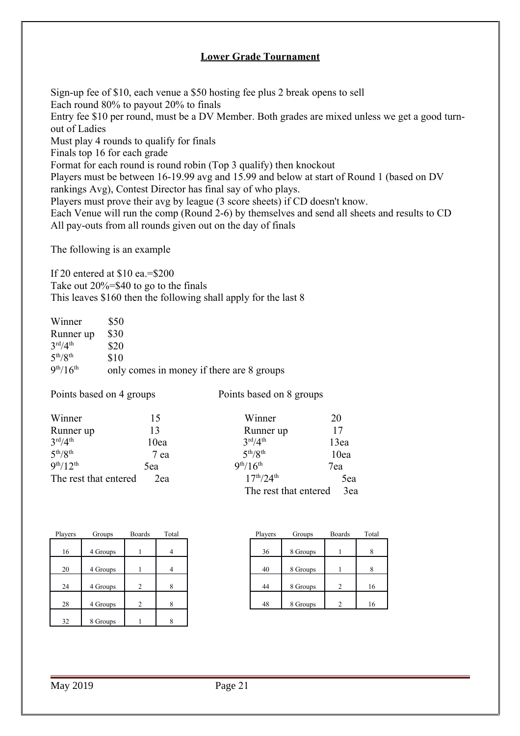## Lower Grade Tournament

Sign-up fee of $10, each venue a $50 hosting fee plus 2 break opens to sell
Each round 80% to payout 20% to finals
Entry fee $10 per round, must be a DV Member. Both grades are mixed unless we get a good turn-out of Ladies
Must play 4 rounds to qualify for finals
Finals top 16 for each grade
Format for each round is round robin (Top 3 qualify) then knockout
Players must be between 16-19.99 avg and 15.99 and below at start of Round 1 (based on DV rankings Avg), Contest Director has final say of who plays.
Players must prove their avg by league (3 score sheets) if CD doesn't know.
Each Venue will run the comp (Round 2-6) by themselves and send all sheets and results to CD
All pay-outs from all rounds given out on the day of finals

The following is an example

If 20 entered at $10 ea.=$200
Take out 20%=$40 to go to the finals
This leaves $160 then the following shall apply for the last 8

| | |
|---|---|
| Winner | $50 |
| Runner up | $30 |
| 3rd/4th | $20 |
| 5th/8th | $10 |
| 9th/16th | only comes in money if there are 8 groups |

Points based on 4 groups

| | |
|---|---|
| Winner | 15 |
| Runner up | 13 |
| 3rd/4th | 10ea |
| 5th/8th | 7 ea |
| 9th/12th | 5ea |
| The rest that entered | 2ea |

Points based on 8 groups

| | |
|---|---|
| Winner | 20 |
| Runner up | 17 |
| 3rd/4th | 13ea |
| 5th/8th | 10ea |
| 9th/16th | 7ea |
| 17th/24th | 5ea |
| The rest that entered | 3ea |

| Players | Groups | Boards | Total |
|---|---|---|---|
| 16 | 4 Groups | 1 | 4 |
| 20 | 4 Groups | 1 | 4 |
| 24 | 4 Groups | 2 | 8 |
| 28 | 4 Groups | 2 | 8 |
| 32 | 8 Groups | 1 | 8 |

| Players | Groups | Boards | Total |
|---|---|---|---|
| 36 | 8 Groups | 1 | 8 |
| 40 | 8 Groups | 1 | 8 |
| 44 | 8 Groups | 2 | 16 |
| 48 | 8 Groups | 2 | 16 |

May 2019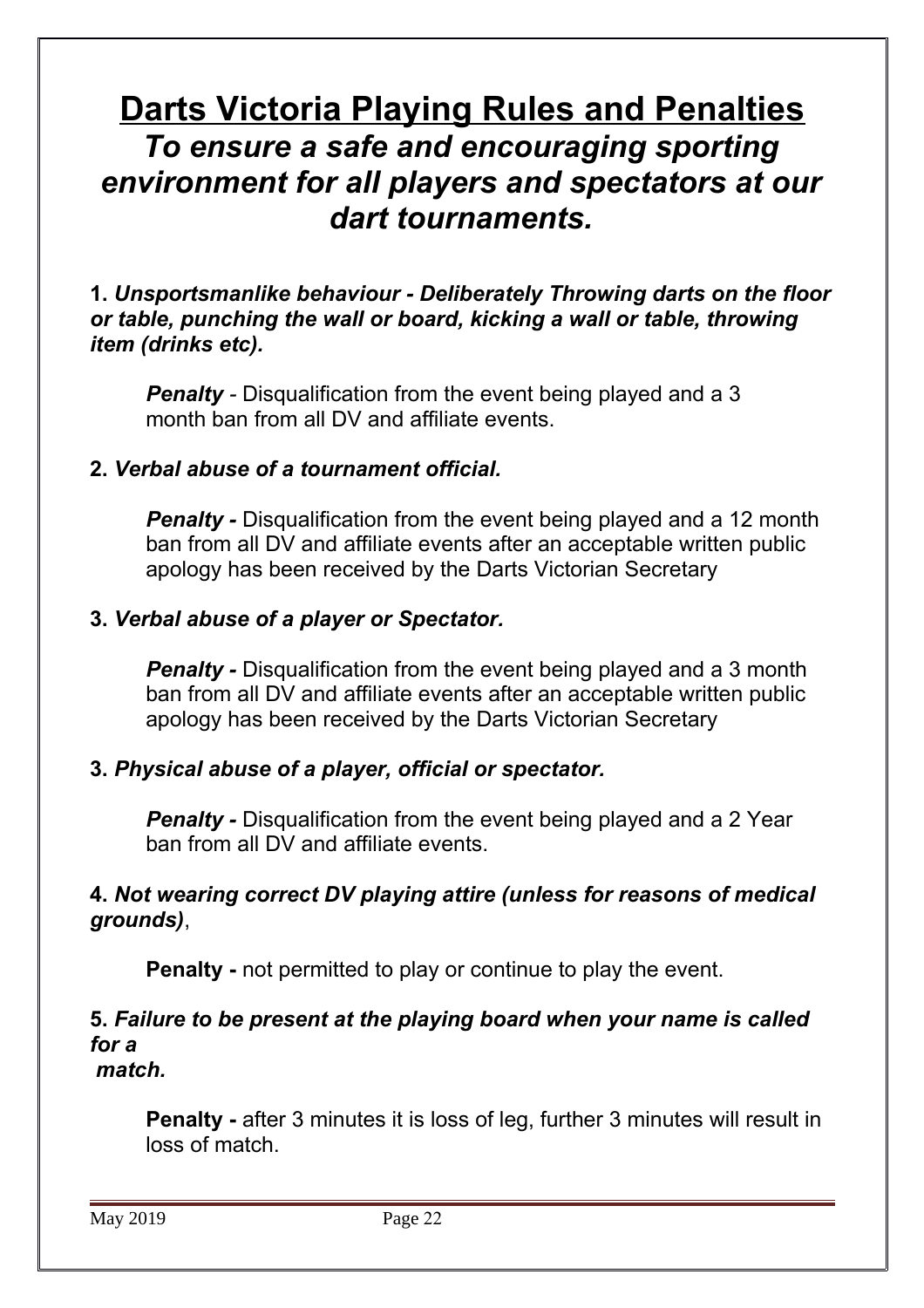# Darts Victoria Playing Rules and Penalties

## *To ensure a safe and encouraging sporting environment for all players and spectators at our dart tournaments.*

**1.** ***Unsportsmanlike behaviour - Deliberately Throwing darts on the floor or table, punching the wall or board, kicking a wall or table, throwing item (drinks etc).***

> ***Penalty*** - Disqualification from the event being played and a 3 month ban from all DV and affiliate events.

**2.** ***Verbal abuse of a tournament official.***

> ***Penalty -*** Disqualification from the event being played and a 12 month ban from all DV and affiliate events after an acceptable written public apology has been received by the Darts Victorian Secretary

**3.** ***Verbal abuse of a player or Spectator.***

> ***Penalty -*** Disqualification from the event being played and a 3 month ban from all DV and affiliate events after an acceptable written public apology has been received by the Darts Victorian Secretary

**3.** ***Physical abuse of a player, official or spectator.***

> ***Penalty -*** Disqualification from the event being played and a 2 Year ban from all DV and affiliate events.

**4.** ***Not wearing correct DV playing attire (unless for reasons of medical grounds)***,

> **Penalty -** not permitted to play or continue to play the event.

**5.** ***Failure to be present at the playing board when your name is called for a match.***

> **Penalty -** after 3 minutes it is loss of leg, further 3 minutes will result in loss of match.

May 2019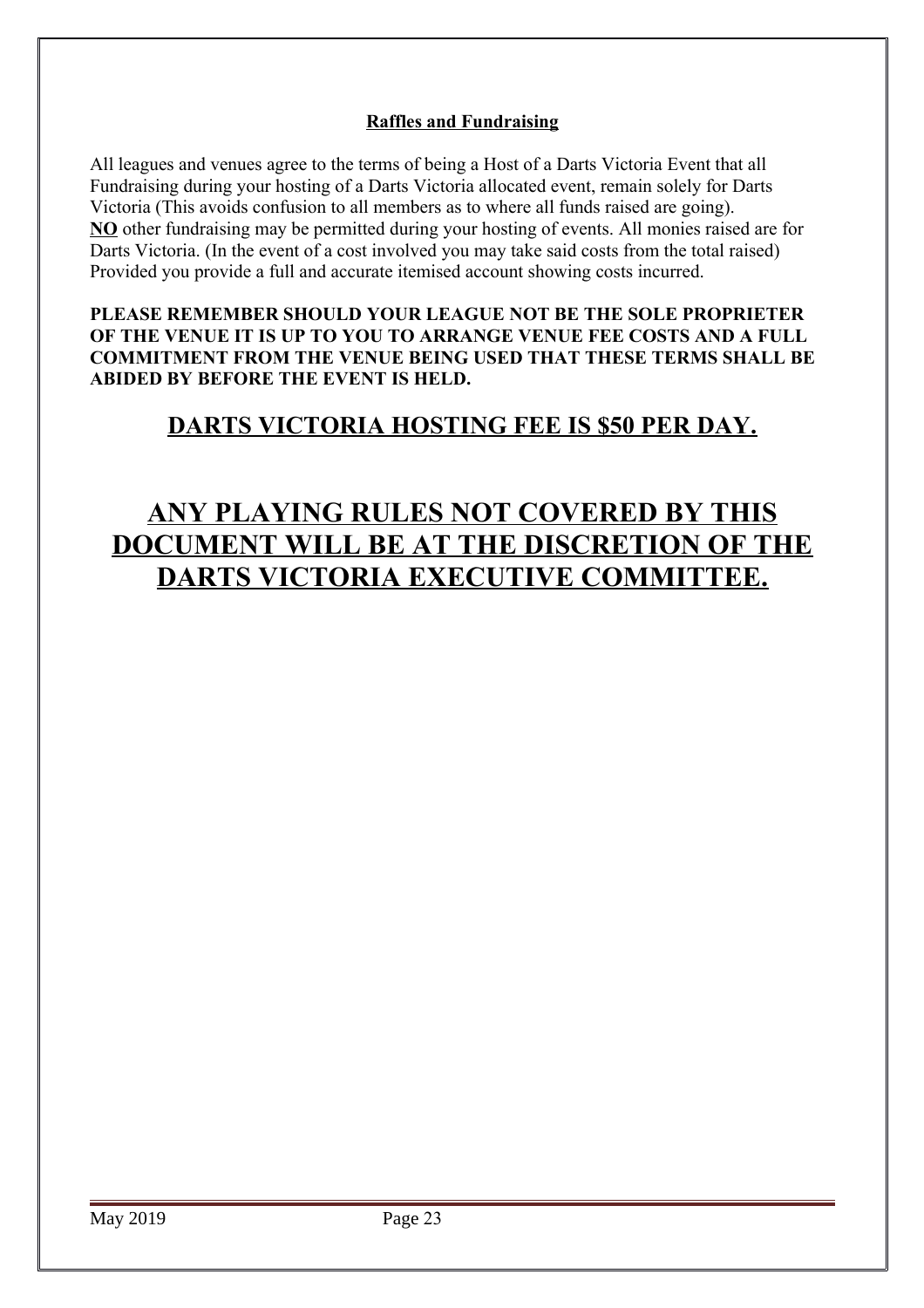### Raffles and Fundraising

All leagues and venues agree to the terms of being a Host of a Darts Victoria Event that all Fundraising during your hosting of a Darts Victoria allocated event, remain solely for Darts Victoria (This avoids confusion to all members as to where all funds raised are going). **NO** other fundraising may be permitted during your hosting of events. All monies raised are for Darts Victoria. (In the event of a cost involved you may take said costs from the total raised) Provided you provide a full and accurate itemised account showing costs incurred.

**PLEASE REMEMBER SHOULD YOUR LEAGUE NOT BE THE SOLE PROPRIETER OF THE VENUE IT IS UP TO YOU TO ARRANGE VENUE FEE COSTS AND A FULL COMMITMENT FROM THE VENUE BEING USED THAT THESE TERMS SHALL BE ABIDED BY BEFORE THE EVENT IS HELD.**

## DARTS VICTORIA HOSTING FEE IS $50 PER DAY.

# ANY PLAYING RULES NOT COVERED BY THIS DOCUMENT WILL BE AT THE DISCRETION OF THE DARTS VICTORIA EXECUTIVE COMMITTEE.